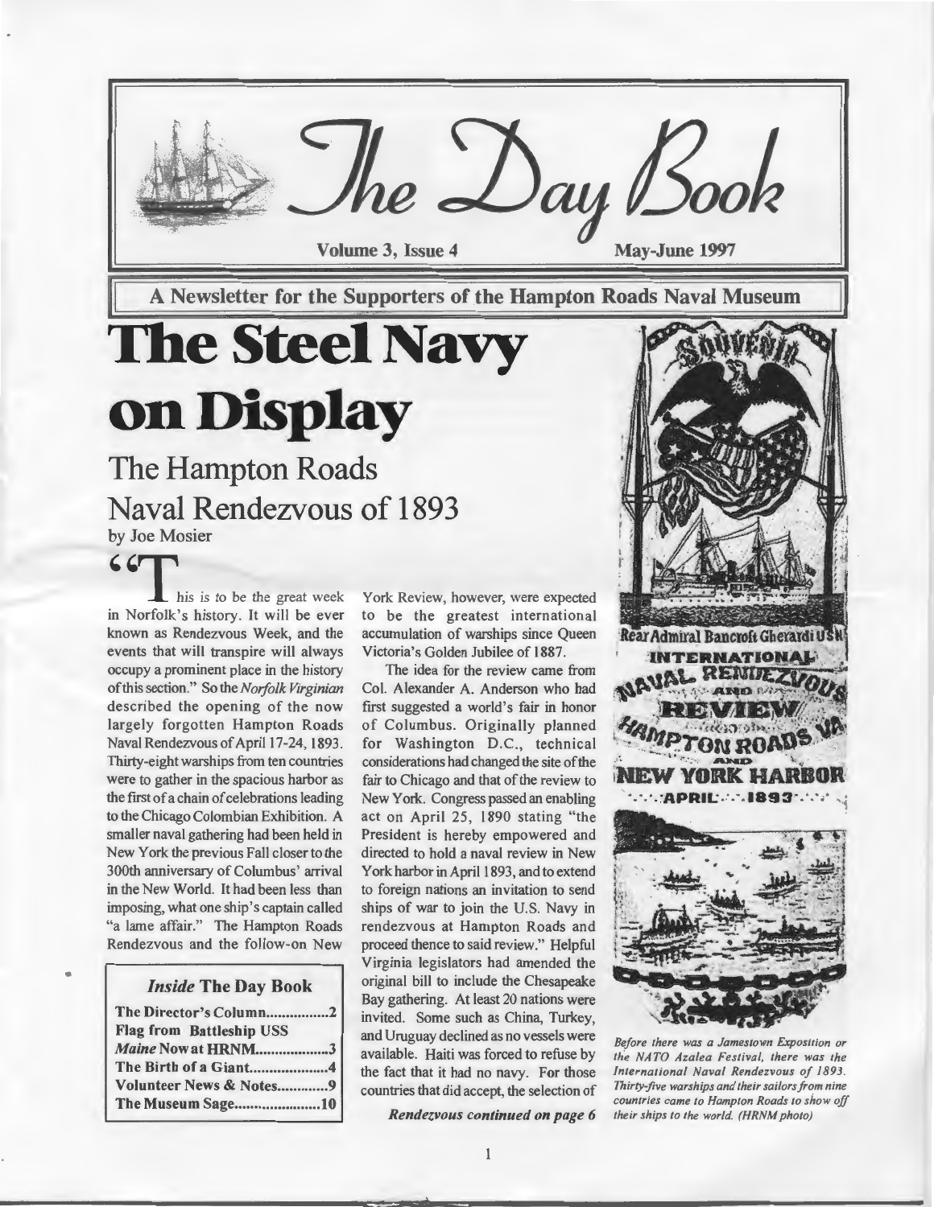# The Day Book

Volume 3, Issue 4 — May-June 1997

A Newsletter for the Supporters of the Hampton Roads Naval Museum

# The Steel Navy on Display

## The Hampton Roads Naval Rendezvous of 1893

by Joe Mosier

"This is to be the great week in Norfolk's history. It will be ever known as Rendezvous Week, and the events that will transpire will always occupy a prominent place in the history of this section." So the *Norfolk Virginian* described the opening of the now largely forgotten Hampton Roads Naval Rendezvous of April 17-24, 1893. Thirty-eight warships from ten countries were to gather in the spacious harbor as the first of a chain of celebrations leading to the Chicago Colombian Exhibition. A smaller naval gathering had been held in New York the previous Fall closer to the 300th anniversary of Columbus' arrival in the New World. It had been less than imposing, what one ship's captain called "a lame affair." The Hampton Roads Rendezvous and the follow-on New York Review, however, were expected to be the greatest international accumulation of warships since Queen Victoria's Golden Jubilee of 1887.

The idea for the review came from Col. Alexander A. Anderson who had first suggested a world's fair in honor of Columbus. Originally planned for Washington D.C., technical considerations had changed the site of the fair to Chicago and that of the review to New York. Congress passed an enabling act on April 25, 1890 stating "the President is hereby empowered and directed to hold a naval review in New York harbor in April 1893, and to extend to foreign nations an invitation to send ships of war to join the U.S. Navy in rendezvous at Hampton Roads and proceed thence to said review." Helpful Virginia legislators had amended the original bill to include the Chesapeake Bay gathering. At least 20 nations were invited. Some such as China, Turkey, and Uruguay declined as no vessels were available. Haiti was forced to refuse by the fact that it had no navy. For those countries that did accept, the selection of

*Rendezvous continued on page 6*

### *Inside* The Day Book

| | |
|---|---|
| The Director's Column | 2 |
| Flag from Battleship USS *Maine* Now at HRNM | 3 |
| The Birth of a Giant | 4 |
| Volunteer News & Notes | 9 |
| The Museum Sage | 10 |

Souvenir — Rear Admiral Bancroft Gherardi USN — International Naval Rendezvous and Review, Hampton Roads, VA. and New York Harbor, April 1893

*Before there was a Jamestown Exposition or the NATO Azalea Festival, there was the International Naval Rendezvous of 1893. Thirty-five warships and their sailors from nine countries came to Hampton Roads to show off their ships to the world. (HRNM photo)*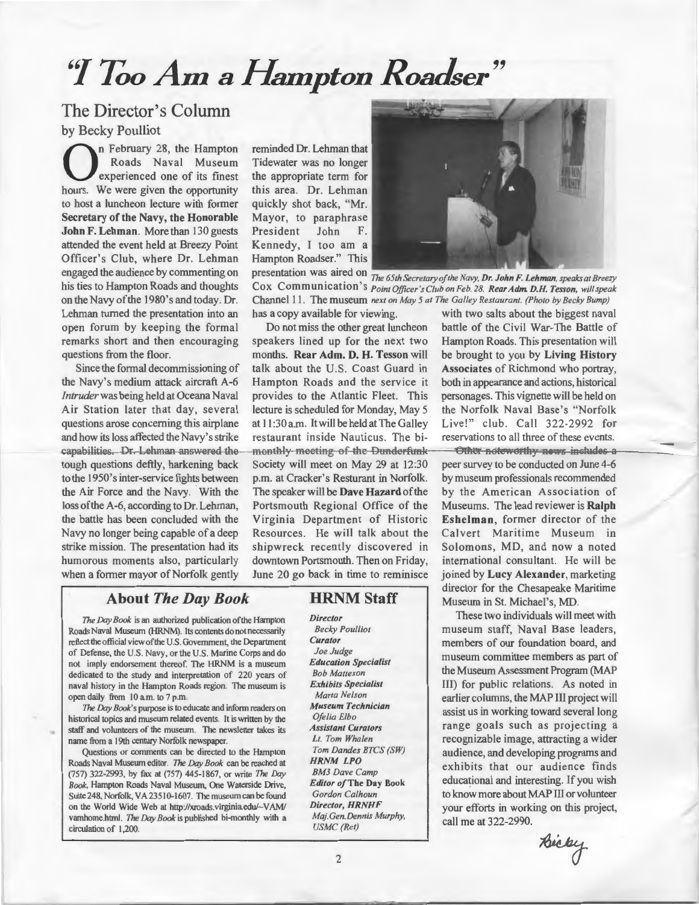# "I Too Am a Hampton Roadser"

## The Director's Column

by Becky Poulliot

On February 28, the Hampton Roads Naval Museum experienced one of its finest hours. We were given the opportunity to host a luncheon lecture with former **Secretary of the Navy, the Honorable John F. Lehman**. More than 130 guests attended the event held at Breezy Point Officer's Club, where Dr. Lehman engaged the audience by commenting on his ties to Hampton Roads and thoughts on the Navy of the 1980's and today. Dr. Lehman turned the presentation into an open forum by keeping the formal remarks short and then encouraging questions from the floor.

Since the formal decommissioning of the Navy's medium attack aircraft A-6 *Intruder* was being held at Oceana Naval Air Station later that day, several questions arose concerning this airplane and how its loss affected the Navy's strike capabilities. Dr. Lehman answered the tough questions deftly, harkening back to the 1950's inter-service fights between the Air Force and the Navy. With the loss of the A-6, according to Dr. Lehman, the battle has been concluded with the Navy no longer being capable of a deep strike mission. The presentation had its humorous moments also, particularly when a former mayor of Norfolk gently reminded Dr. Lehman that Tidewater was no longer the appropriate term for this area. Dr. Lehman quickly shot back, "Mr. Mayor, to paraphrase President John F. Kennedy, I too am a Hampton Roadser." This presentation was aired on Cox Communication's Channel 11. The museum has a copy available for viewing.

*The 65th Secretary of the Navy, Dr. John F. Lehman, speaks at Breezy Point Officer's Club on Feb. 28. Rear Adm. D.H. Tesson, will speak next on May 5 at The Galley Restaurant. (Photo by Becky Bump)*

Do not miss the other great luncheon speakers lined up for the next two months. **Rear Adm. D. H. Tesson** will talk about the U.S. Coast Guard in Hampton Roads and the service it provides to the Atlantic Fleet. This lecture is scheduled for Monday, May 5 at 11:30 a.m. It will be held at The Galley restaurant inside Nauticus. The bi-monthly meeting of the Dunderfunk Society will meet on May 29 at 12:30 p.m. at Cracker's Resturant in Norfolk. The speaker will be **Dave Hazard** of the Portsmouth Regional Office of the Virginia Department of Historic Resources. He will talk about the shipwreck recently discovered in downtown Portsmouth. Then on Friday, June 20 go back in time to reminisce with two salts about the biggest naval battle of the Civil War-The Battle of Hampton Roads. This presentation will be brought to you by **Living History Associates** of Richmond who portray, both in appearance and actions, historical personages. This vignette will be held on the Norfolk Naval Base's "Norfolk Live!" club. Call 322-2992 for reservations to all three of these events.

Other noteworthy news includes a peer survey to be conducted on June 4-6 by museum professionals recommended by the American Association of Museums. The lead reviewer is **Ralph Eshelman**, former director of the Calvert Maritime Museum in Solomons, MD, and now a noted international consultant. He will be joined by **Lucy Alexander**, marketing director for the Chesapeake Maritime Museum in St. Michael's, MD.

These two individuals will meet with museum staff, Naval Base leaders, members of our foundation board, and museum committee members as part of the Museum Assessment Program (MAP III) for public relations. As noted in earlier columns, the MAP III project will assist us in working toward several long range goals such as projecting a recognizable image, attracting a wider audience, and developing programs and exhibits that our audience finds educational and interesting. If you wish to know more about MAP III or volunteer your efforts in working on this project, call me at 322-2990.

Becky

### About *The Day Book*

*The Day Book* is an authorized publication of the Hampton Roads Naval Museum (HRNM). Its contents do not necessarily reflect the official view of the U.S. Government, the Department of Defense, the U.S. Navy, or the U.S. Marine Corps and do not imply endorsement thereof. The HRNM is a museum dedicated to the study and interpretation of 220 years of naval history in the Hampton Roads region. The museum is open daily from 10 a.m. to 7 p.m.

*The Day Book's* purpose is to educate and inform readers on historical topics and museum related events. It is written by the staff and volunteers of the museum. The newsletter takes its name from a 19th century Norfolk newspaper.

Questions or comments can be directed to the Hampton Roads Naval Museum editor. *The Day Book* can be reached at (757) 322-2993, by fax at (757) 445-1867, or write *The Day Book*, Hampton Roads Naval Museum, One Waterside Drive, Suite 248, Norfolk, VA 23510-1607. The museum can be found on the World Wide Web at http://xroads.virginia.edu/~VAM/vamhome.html. *The Day Book* is published bi-monthly with a circulation of 1,200.

### HRNM Staff

***Director***
*Becky Poulliot*
***Curator***
*Joe Judge*
***Education Specialist***
*Bob Matteson*
***Exhibits Specialist***
*Marta Nelson*
***Museum Technician***
*Ofelia Elbo*
***Assistant Curators***
*Lt. Tom Whalen*
*Tom Dandes BTCS (SW)*
***HRNM LPO***
*BM3 Dave Camp*
***Editor of* The Day Book**
*Gordon Calhoun*
***Director, HRNHF***
*Maj.Gen. Dennis Murphy, USMC (Ret)*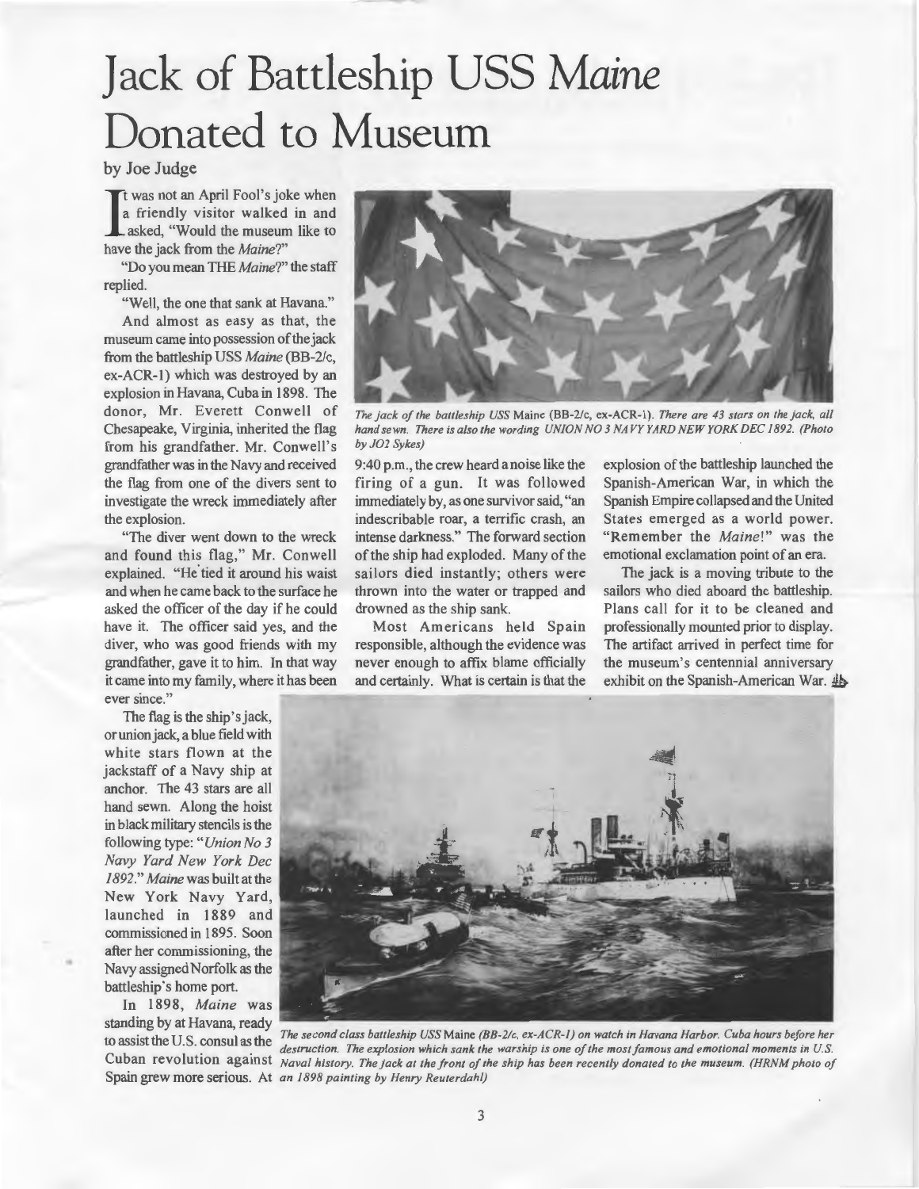# Jack of Battleship USS *Maine* Donated to Museum

by Joe Judge

It was not an April Fool's joke when a friendly visitor walked in and asked, "Would the museum like to have the jack from the *Maine*?"

"Do you mean THE *Maine*?" the staff replied.

"Well, the one that sank at Havana."

And almost as easy as that, the museum came into possession of the jack from the battleship USS *Maine* (BB-2/c, ex-ACR-1) which was destroyed by an explosion in Havana, Cuba in 1898. The donor, Mr. Everett Conwell of Chesapeake, Virginia, inherited the flag from his grandfather. Mr. Conwell's grandfather was in the Navy and received the flag from one of the divers sent to investigate the wreck immediately after the explosion.

"The diver went down to the wreck and found this flag," Mr. Conwell explained. "He tied it around his waist and when he came back to the surface he asked the officer of the day if he could have it. The officer said yes, and the diver, who was good friends with my grandfather, gave it to him. In that way it came into my family, where it has been ever since."

*The jack of the battleship USS* Maine (BB-2/c, ex-ACR-1). *There are 43 stars on the jack, all hand sewn. There is also the wording UNION NO 3 NAVY YARD NEW YORK DEC 1892. (Photo by JO2 Sykes)*

The flag is the ship's jack, or union jack, a blue field with white stars flown at the jackstaff of a Navy ship at anchor. The 43 stars are all hand sewn. Along the hoist in black military stencils is the following type: "*Union No 3 Navy Yard New York Dec 1892.*" *Maine* was built at the New York Navy Yard, launched in 1889 and commissioned in 1895. Soon after her commissioning, the Navy assigned Norfolk as the battleship's home port.

In 1898, *Maine* was standing by at Havana, ready to assist the U.S. consul as the Cuban revolution against Spain grew more serious. At 9:40 p.m., the crew heard a noise like the firing of a gun. It was followed immediately by, as one survivor said, "an indescribable roar, a terrific crash, an intense darkness." The forward section of the ship had exploded. Many of the sailors died instantly; others were thrown into the water or trapped and drowned as the ship sank.

Most Americans held Spain responsible, although the evidence was never enough to affix blame officially and certainly. What is certain is that the explosion of the battleship launched the Spanish-American War, in which the Spanish Empire collapsed and the United States emerged as a world power. "Remember the *Maine*!" was the emotional exclamation point of an era.

The jack is a moving tribute to the sailors who died aboard the battleship. Plans call for it to be cleaned and professionally mounted prior to display. The artifact arrived in perfect time for the museum's centennial anniversary exhibit on the Spanish-American War.

*The second class battleship USS* Maine *(BB-2/c, ex-ACR-1) on watch in Havana Harbor, Cuba hours before her destruction. The explosion which sank the warship is one of the most famous and emotional moments in U.S. Naval history. The jack at the front of the ship has been recently donated to the museum. (HRNM photo of an 1898 painting by Henry Reuterdahl)*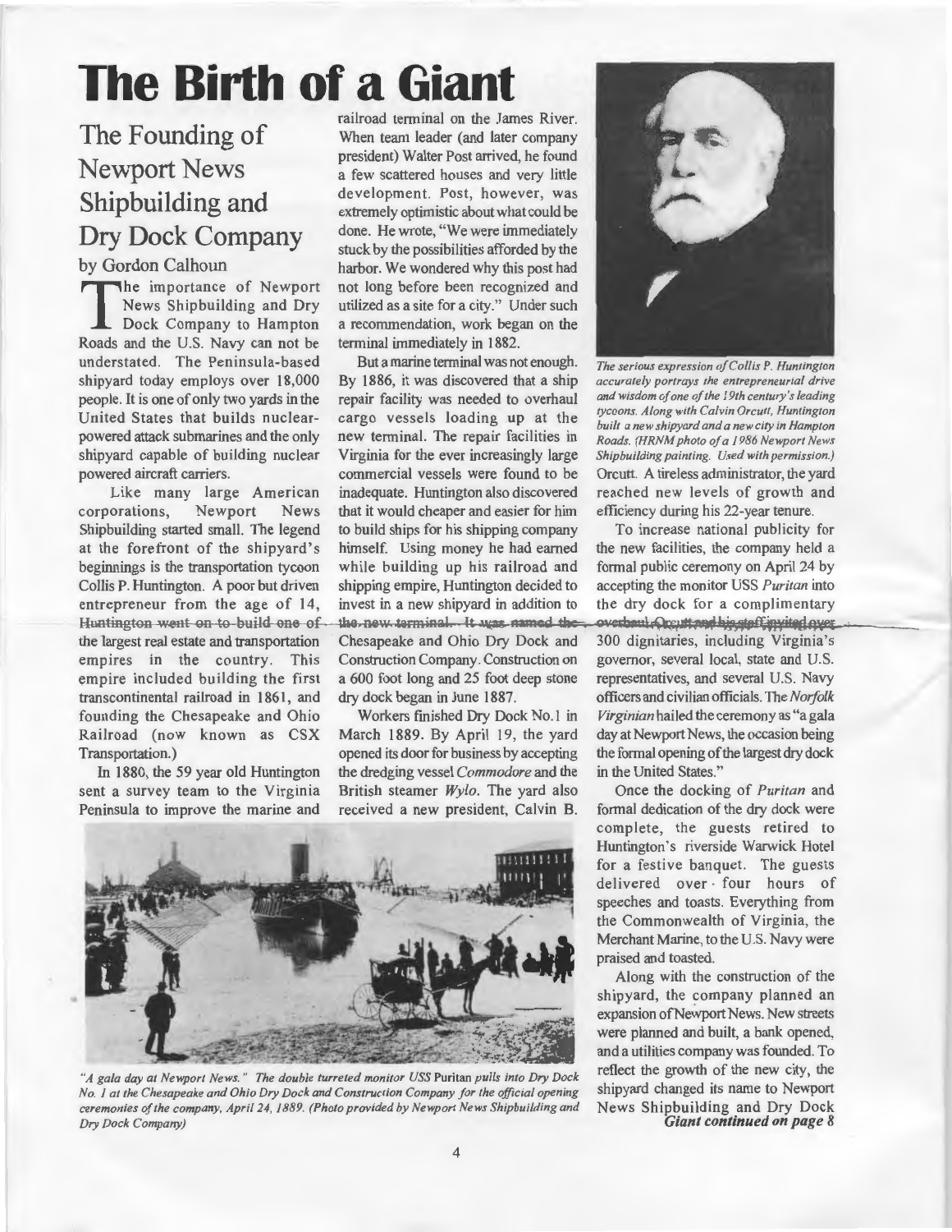# The Birth of a Giant

## The Founding of Newport News Shipbuilding and Dry Dock Company

by Gordon Calhoun

The importance of Newport News Shipbuilding and Dry Dock Company to Hampton Roads and the U.S. Navy can not be understated. The Peninsula-based shipyard today employs over 18,000 people. It is one of only two yards in the United States that builds nuclear-powered attack submarines and the only shipyard capable of building nuclear powered aircraft carriers.

Like many large American corporations, Newport News Shipbuilding started small. The legend at the forefront of the shipyard's beginnings is the transportation tycoon Collis P. Huntington. A poor but driven entrepreneur from the age of 14, Huntington went on to build one of the largest real estate and transportation empires in the country. This empire included building the first transcontinental railroad in 1861, and founding the Chesapeake and Ohio Railroad (now known as CSX Transportation.)

In 1880, the 59 year old Huntington sent a survey team to the Virginia Peninsula to improve the marine and railroad terminal on the James River. When team leader (and later company president) Walter Post arrived, he found a few scattered houses and very little development. Post, however, was extremely optimistic about what could be done. He wrote, "We were immediately stuck by the possibilities afforded by the harbor. We wondered why this post had not long before been recognized and utilized as a site for a city." Under such a recommendation, work began on the terminal immediately in 1882.

But a marine terminal was not enough. By 1886, it was discovered that a ship repair facility was needed to overhaul cargo vessels loading up at the new terminal. The repair facilities in Virginia for the ever increasingly large commercial vessels were found to be inadequate. Huntington also discovered that it would cheaper and easier for him to build ships for his shipping company himself. Using money he had earned while building up his railroad and shipping empire, Huntington decided to invest in a new shipyard in addition to the new terminal. It was named the Chesapeake and Ohio Dry Dock and Construction Company. Construction on a 600 foot long and 25 foot deep stone dry dock began in June 1887.

Workers finished Dry Dock No.1 in March 1889. By April 19, the yard opened its door for business by accepting the dredging vessel *Commodore* and the British steamer *Wylo*. The yard also received a new president, Calvin B. Orcutt. A tireless administrator, the yard reached new levels of growth and efficiency during his 22-year tenure.

*The serious expression of Collis P. Huntington accurately portrays the entrepreneurial drive and wisdom of one of the 19th century's leading tycoons. Along with Calvin Orcutt, Huntington built a new shipyard and a new city in Hampton Roads. (HRNM photo of a 1986 Newport News Shipbuilding painting. Used with permission.)*

*"A gala day at Newport News." The double turreted monitor USS* Puritan *pulls into Dry Dock No. 1 at the Chesapeake and Ohio Dry Dock and Construction Company for the official opening ceremonies of the company, April 24, 1889. (Photo provided by Newport News Shipbuilding and Dry Dock Company)*

To increase national publicity for the new facilities, the company held a formal public ceremony on April 24 by accepting the monitor USS *Puritan* into the dry dock for a complimentary overhaul. Orcutt and his staff invited over 300 dignitaries, including Virginia's governor, several local, state and U.S. representatives, and several U.S. Navy officers and civilian officials. The *Norfolk Virginian* hailed the ceremony as "a gala day at Newport News, the occasion being the formal opening of the largest dry dock in the United States."

Once the docking of *Puritan* and formal dedication of the dry dock were complete, the guests retired to Huntington's riverside Warwick Hotel for a festive banquet. The guests delivered over four hours of speeches and toasts. Everything from the Commonwealth of Virginia, the Merchant Marine, to the U.S. Navy were praised and toasted.

Along with the construction of the shipyard, the company planned an expansion of Newport News. New streets were planned and built, a bank opened, and a utilities company was founded. To reflect the growth of the new city, the shipyard changed its name to Newport News Shipbuilding and Dry Dock

***Giant continued on page 8***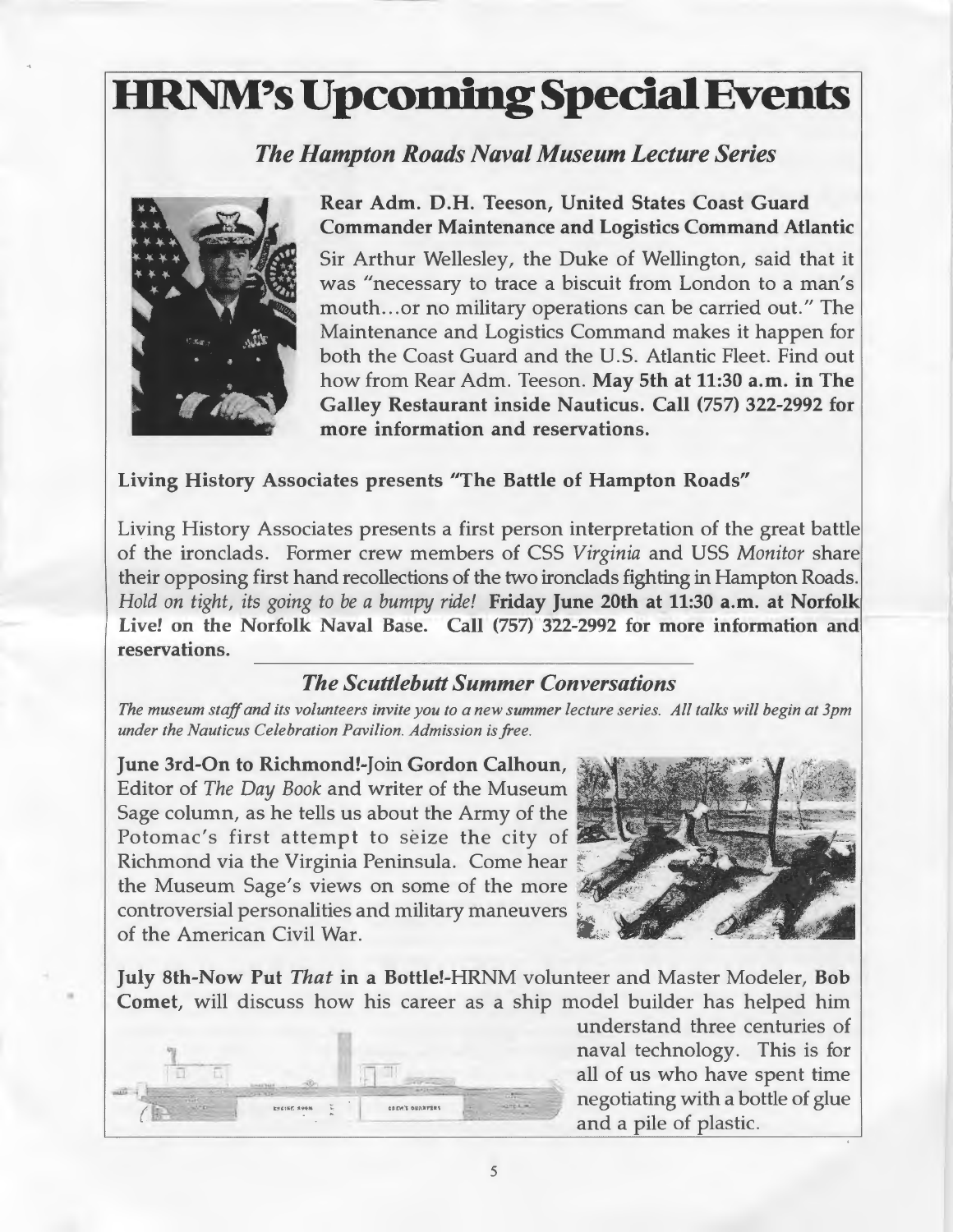# HRNM's Upcoming Special Events

## *The Hampton Roads Naval Museum Lecture Series*

**Rear Adm. D.H. Teeson, United States Coast Guard Commander Maintenance and Logistics Command Atlantic**

Sir Arthur Wellesley, the Duke of Wellington, said that it was "necessary to trace a biscuit from London to a man's mouth...or no military operations can be carried out." The Maintenance and Logistics Command makes it happen for both the Coast Guard and the U.S. Atlantic Fleet. Find out how from Rear Adm. Teeson. **May 5th at 11:30 a.m. in The Galley Restaurant inside Nauticus. Call (757) 322-2992 for more information and reservations.**

**Living History Associates presents "The Battle of Hampton Roads"**

Living History Associates presents a first person interpretation of the great battle of the ironclads. Former crew members of CSS *Virginia* and USS *Monitor* share their opposing first hand recollections of the two ironclads fighting in Hampton Roads. *Hold on tight, its going to be a bumpy ride!* **Friday June 20th at 11:30 a.m. at Norfolk Live! on the Norfolk Naval Base. Call (757) 322-2992 for more information and reservations.**

## *The Scuttlebutt Summer Conversations*

*The museum staff and its volunteers invite you to a new summer lecture series. All talks will begin at 3pm under the Nauticus Celebration Pavilion. Admission is free.*

**June 3rd-On to Richmond!**-Join **Gordon Calhoun,** Editor of *The Day Book* and writer of the Museum Sage column, as he tells us about the Army of the Potomac's first attempt to seize the city of Richmond via the Virginia Peninsula. Come hear the Museum Sage's views on some of the more controversial personalities and military maneuvers of the American Civil War.

**July 8th-Now Put *That* in a Bottle!**-HRNM volunteer and Master Modeler, **Bob Comet**, will discuss how his career as a ship model builder has helped him understand three centuries of naval technology. This is for all of us who have spent time negotiating with a bottle of glue and a pile of plastic.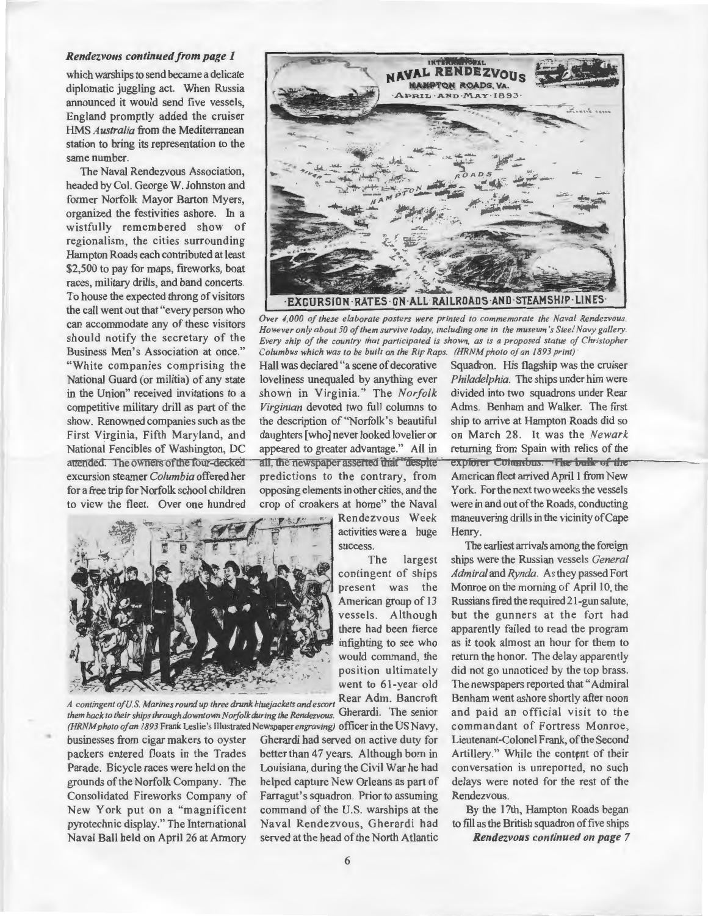***Rendezvous continued from page 1***

which warships to send became a delicate diplomatic juggling act. When Russia announced it would send five vessels, England promptly added the cruiser HMS *Australia* from the Mediterranean station to bring its representation to the same number.

The Naval Rendezvous Association, headed by Col. George W. Johnston and former Norfolk Mayor Barton Myers, organized the festivities ashore. In a wistfully remembered show of regionalism, the cities surrounding Hampton Roads each contributed at least $2,500 to pay for maps, fireworks, boat races, military drills, and band concerts. To house the expected throng of visitors the call went out that "every person who can accommodate any of these visitors should notify the secretary of the Business Men's Association at once." "White companies comprising the National Guard (or militia) of any state in the Union" received invitations to a competitive military drill as part of the show. Renowned companies such as the First Virginia, Fifth Maryland, and National Fencibles of Washington, DC attended. The owners of the four-decked excursion steamer *Columbia* offered her for a free trip for Norfolk school children to view the fleet. Over one hundred businesses from cigar makers to oyster packers entered floats in the Trades Parade. Bicycle races were held on the grounds of the Norfolk Company. The Consolidated Fireworks Company of New York put on a "magnificent pyrotechnic display." The International Naval Ball held on April 26 at Armory Hall was declared "a scene of decorative loveliness unequaled by anything ever shown in Virginia." The *Norfolk Virginian* devoted two full columns to the description of "Norfolk's beautiful daughters [who] never looked lovelier or appeared to greater advantage." All in all, the newspaper asserted that "despite predictions to the contrary, from opposing elements in other cities, and the crop of croakers at home" the Naval Rendezvous Week activities were a huge success.

*Over 4,000 of these elaborate posters were printed to commemorate the Naval Rendezvous. However only about 50 of them survive today, including one in the museum's Steel Navy gallery. Every ship of the country that participated is shown, as is a proposed statue of Christopher Columbus which was to be built on the Rip Raps. (HRNM photo of an 1893 print)*

*A contingent of U.S. Marines round up three drunk bluejackets and escort them back to their ships through downtown Norfolk during the Rendezvous. (HRNM photo of an 1893* Frank Leslie's Illustrated Newspaper *engraving)*

The largest contingent of ships present was the American group of 13 vessels. Although there had been fierce infighting to see who would command, the position ultimately went to 61-year old Rear Adm. Bancroft Gherardi. The senior officer in the US Navy, Gherardi had served on active duty for better than 47 years. Although born in Louisiana, during the Civil War he had helped capture New Orleans as part of Farragut's squadron. Prior to assuming command of the U.S. warships at the Naval Rendezvous, Gherardi had served at the head of the North Atlantic Squadron. His flagship was the cruiser *Philadelphia*. The ships under him were divided into two squadrons under Rear Adms. Benham and Walker. The first ship to arrive at Hampton Roads did so on March 28. It was the *Newark* returning from Spain with relics of the explorer Columbus. The bulk of the American fleet arrived April 1 from New York. For the next two weeks the vessels were in and out of the Roads, conducting maneuvering drills in the vicinity of Cape Henry.

The earliest arrivals among the foreign ships were the Russian vessels *General Admiral* and *Rynda*. As they passed Fort Monroe on the morning of April 10, the Russians fired the required 21-gun salute, but the gunners at the fort had apparently failed to read the program as it took almost an hour for them to return the honor. The delay apparently did not go unnoticed by the top brass. The newspapers reported that "Admiral Benham went ashore shortly after noon and paid an official visit to the commandant of Fortress Monroe, Lieutenant-Colonel Frank, of the Second Artillery." While the content of their conversation is unreported, no such delays were noted for the rest of the Rendezvous.

By the 17th, Hampton Roads began to fill as the British squadron of five ships

***Rendezvous continued on page 7***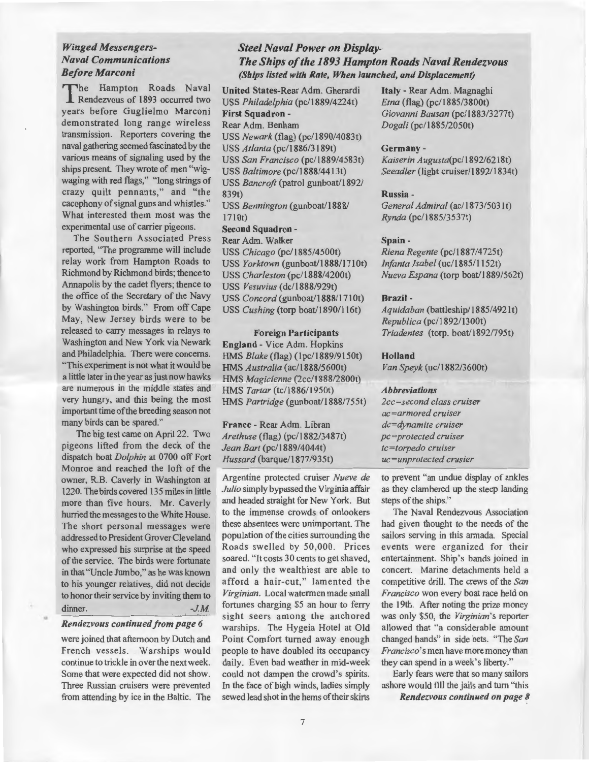### *Winged Messengers- Naval Communications Before Marconi*

The Hampton Roads Naval Rendezvous of 1893 occurred two years before Guglielmo Marconi demonstrated long range wireless transmission. Reporters covering the naval gathering seemed fascinated by the various means of signaling used by the ships present. They wrote of men "wig-waging with red flags," "long strings of crazy quilt pennants," and "the cacophony of signal guns and whistles." What interested them most was the experimental use of carrier pigeons.

The Southern Associated Press reported, "The programme will include relay work from Hampton Roads to Richmond by Richmond birds; thence to Annapolis by the cadet flyers; thence to the office of the Secretary of the Navy by Washington birds." From off Cape May, New Jersey birds were to be released to carry messages in relays to Washington and New York via Newark and Philadelphia. There were concerns. "This experiment is not what it would be a little later in the year as just now hawks are numerous in the middle states and very hungry, and this being the most important time of the breeding season not many birds can be spared."

The big test came on April 22. Two pigeons lifted from the deck of the dispatch boat *Dolphin* at 0700 off Fort Monroe and reached the loft of the owner, R.B. Caverly in Washington at 1220. The birds covered 135 miles in little more than five hours. Mr. Caverly hurried the messages to the White House. The short personal messages were addressed to President Grover Cleveland who expressed his surprise at the speed of the service. The birds were fortunate in that "Uncle Jumbo," as he was known to his younger relatives, did not decide to honor their service by inviting them to dinner. -*J.M.*

### *Steel Naval Power on Display- The Ships of the 1893 Hampton Roads Naval Rendezvous*

***(Ships listed with Rate, When launched, and Displacement)***

**United States**-Rear Adm. Gherardi
USS *Philadelphia* (pc/1889/4224t)

**First Squadron** -
Rear Adm. Benham
USS *Newark* (flag) (pc/1890/4083t)
USS *Atlanta* (pc/1886/3189t)
USS *San Francisco* (pc/1889/4583t)
USS *Baltimore* (pc/1888/4413t)
USS *Bancroft* (patrol gunboat/1892/839t)
USS *Bennington* (gunboat/1888/1710t)

**Second Squadron** -
Rear Adm. Walker
USS *Chicago* (pc/1885/4500t)
USS *Yorktown* (gunboat/1888/1710t)
USS *Charleston* (pc/1888/4200t)
USS *Vesuvius* (dc/1888/929t)
USS *Concord* (gunboat/1888/1710t)
USS *Cushing* (torp boat/1890/116t)

**Foreign Participants**

**England** - Vice Adm. Hopkins
HMS *Blake* (flag) (1pc/1889/9150t)
HMS *Australia* (ac/1888/5600t)
HMS *Magicienne* (2cc/1888/2800t)
HMS *Tartar* (tc/1886/1950t)
HMS *Partridge* (gunboat/1888/755t)

**France** - Rear Adm. Libran
*Arethuse* (flag) (pc/1882/3487t)
*Jean Bart* (pc/1889/4044t)
*Hussard* (barque/1877/935t)

**Italy** - Rear Adm. Magnaghi
*Etna* (flag) (pc/1885/3800t)
*Giovanni Bausan* (pc/1883/3277t)
*Dogali* (pc/1885/2050t)

**Germany** -
*Kaiserin Augusta*(pc/1892/6218t)
*Seeadler* (light cruiser/1892/1834t)

**Russia** -
*General Admiral* (ac/1873/5031t)
*Rynda* (pc/1885/3537t)

**Spain** -
*Riena Regente* (pc/1887/4725t)
*Infanta Isabel* (uc/1885/1152t)
*Nueva Espana* (torp boat/1889/562t)

**Brazil** -
*Aquidaban* (battleship/1885/4921t)
*Republica* (pc/1892/1300t)
*Triadentes* (torp. boat/1892/795t)

**Holland**
*Van Speyk* (uc/1882/3600t)

***Abbreviations***
*2cc=second class cruiser*
*ac=armored cruiser*
*dc=dynamite cruiser*
*pc=protected cruiser*
*tc=torpedo cruiser*
*uc=unprotected crusier*

### *Rendezvous continued from page 6*

were joined that afternoon by Dutch and French vessels. Warships would continue to trickle in over the next week. Some that were expected did not show. Three Russian cruisers were prevented from attending by ice in the Baltic. The Argentine protected cruiser *Nueve de Julio* simply bypassed the Virginia affair and headed straight for New York. But to the immense crowds of onlookers these absentees were unimportant. The population of the cities surrounding the Roads swelled by 50,000. Prices soared. "It costs 30 cents to get shaved, and only the wealthiest are able to afford a hair-cut," lamented the *Virginian*. Local watermen made small fortunes charging $5 an hour to ferry sight seers among the anchored warships. The Hygeia Hotel at Old Point Comfort turned away enough people to have doubled its occupancy daily. Even bad weather in mid-week could not dampen the crowd's spirits. In the face of high winds, ladies simply sewed lead shot in the hems of their skirts to prevent "an undue display of ankles as they clambered up the steep landing steps of the ships."

The Naval Rendezvous Association had given thought to the needs of the sailors serving in this armada. Special events were organized for their entertainment. Ship's bands joined in concert. Marine detachments held a competitive drill. The crews of the *San Francisco* won every boat race held on the 19th. After noting the prize money was only $50, the *Virginian*'s reporter allowed that "a considerable amount changed hands" in side bets. "The *San Francisco*'s men have more money than they can spend in a week's liberty."

Early fears were that so many sailors ashore would fill the jails and turn "this

***Rendezvous continued on page 8***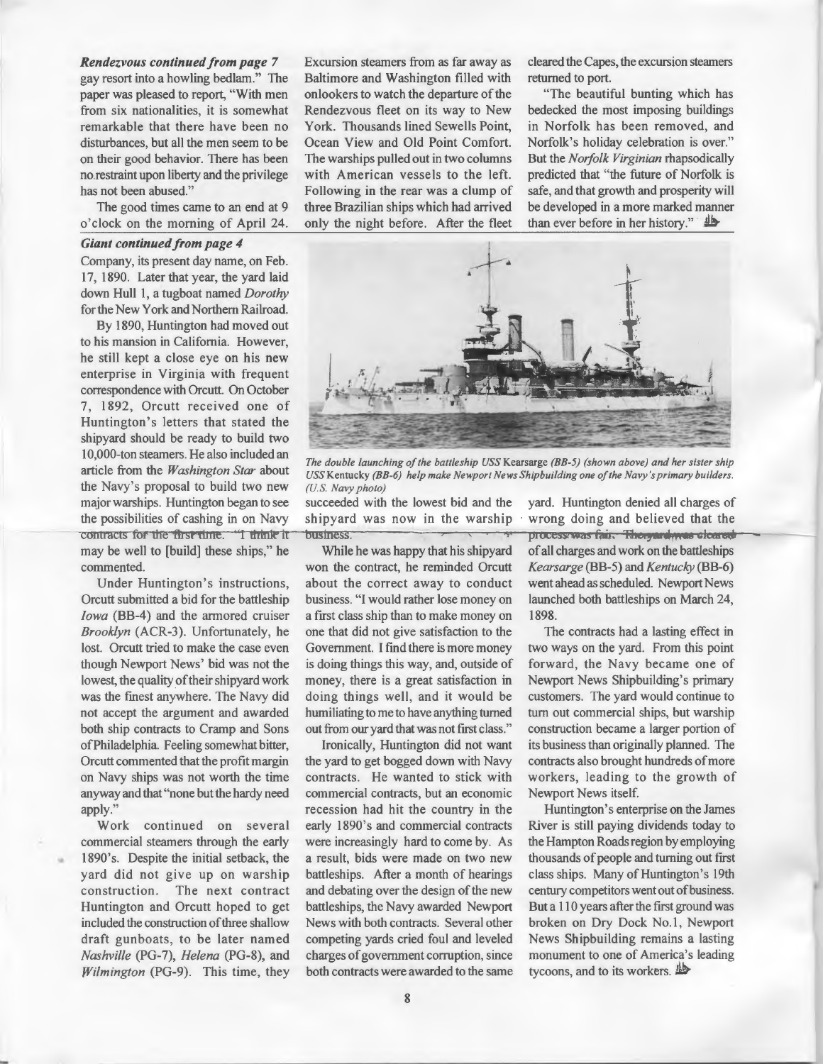***Rendezvous continued from page 7***

gay resort into a howling bedlam." The paper was pleased to report, "With men from six nationalities, it is somewhat remarkable that there have been no disturbances, but all the men seem to be on their good behavior. There has been no restraint upon liberty and the privilege has not been abused."

The good times came to an end at 9 o'clock on the morning of April 24. Excursion steamers from as far away as Baltimore and Washington filled with onlookers to watch the departure of the Rendezvous fleet on its way to New York. Thousands lined Sewells Point, Ocean View and Old Point Comfort. The warships pulled out in two columns with American vessels to the left. Following in the rear was a clump of three Brazilian ships which had arrived only the night before. After the fleet cleared the Capes, the excursion steamers returned to port.

"The beautiful bunting which has bedecked the most imposing buildings in Norfolk has been removed, and Norfolk's holiday celebration is over." But the *Norfolk Virginian* rhapsodically predicted that "the future of Norfolk is safe, and that growth and prosperity will be developed in a more marked manner than ever before in her history."

***Giant continued from page 4***

Company, its present day name, on Feb. 17, 1890. Later that year, the yard laid down Hull 1, a tugboat named *Dorothy* for the New York and Northern Railroad.

By 1890, Huntington had moved out to his mansion in California. However, he still kept a close eye on his new enterprise in Virginia with frequent correspondence with Orcutt. On October 7, 1892, Orcutt received one of Huntington's letters that stated the shipyard should be ready to build two 10,000-ton steamers. He also included an article from the *Washington Star* about the Navy's proposal to build two new major warships. Huntington began to see the possibilities of cashing in on Navy contracts for the first time. "I think it may be well to [build] these ships," he commented.

Under Huntington's instructions, Orcutt submitted a bid for the battleship *Iowa* (BB-4) and the armored cruiser *Brooklyn* (ACR-3). Unfortunately, he lost. Orcutt tried to make the case even though Newport News' bid was not the lowest, the quality of their shipyard work was the finest anywhere. The Navy did not accept the argument and awarded both ship contracts to Cramp and Sons of Philadelphia. Feeling somewhat bitter, Orcutt commented that the profit margin on Navy ships was not worth the time anyway and that "none but the hardy need apply."

Work continued on several commercial steamers through the early 1890's. Despite the initial setback, the yard did not give up on warship construction. The next contract Huntington and Orcutt hoped to get included the construction of three shallow draft gunboats, to be later named *Nashville* (PG-7), *Helena* (PG-8), and *Wilmington* (PG-9). This time, they succeeded with the lowest bid and the shipyard was now in the warship business.

*The double launching of the battleship USS* Kearsarge *(BB-5) (shown above) and her sister ship USS* Kentucky *(BB-6) help make Newport News Shipbuilding one of the Navy's primary builders. (U.S. Navy photo)*

While he was happy that his shipyard won the contract, he reminded Orcutt about the correct away to conduct business. "I would rather lose money on a first class ship than to make money on one that did not give satisfaction to the Government. I find there is more money is doing things this way, and, outside of money, there is a great satisfaction in doing things well, and it would be humiliating to me to have anything turned out from our yard that was not first class."

Ironically, Huntington did not want the yard to get bogged down with Navy contracts. He wanted to stick with commercial contracts, but an economic recession had hit the country in the early 1890's and commercial contracts were increasingly hard to come by. As a result, bids were made on two new battleships. After a month of hearings and debating over the design of the new battleships, the Navy awarded Newport News with both contracts. Several other competing yards cried foul and leveled charges of government corruption, since both contracts were awarded to the same yard. Huntington denied all charges of wrong doing and believed that the process was fair. The yard was cleared of all charges and work on the battleships *Kearsarge* (BB-5) and *Kentucky* (BB-6) went ahead as scheduled. Newport News launched both battleships on March 24, 1898.

The contracts had a lasting effect in two ways on the yard. From this point forward, the Navy became one of Newport News Shipbuilding's primary customers. The yard would continue to turn out commercial ships, but warship construction became a larger portion of its business than originally planned. The contracts also brought hundreds of more workers, leading to the growth of Newport News itself.

Huntington's enterprise on the James River is still paying dividends today to the Hampton Roads region by employing thousands of people and turning out first class ships. Many of Huntington's 19th century competitors went out of business. But a 110 years after the first ground was broken on Dry Dock No.1, Newport News Shipbuilding remains a lasting monument to one of America's leading tycoons, and to its workers.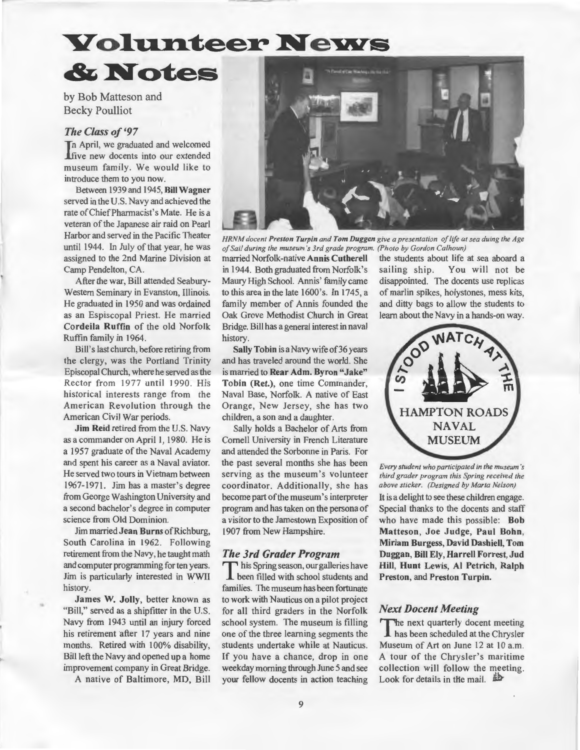# Volunteer News & Notes

by Bob Matteson and Becky Poulliot

### *The Class of '97*

In April, we graduated and welcomed five new docents into our extended museum family. We would like to introduce them to you now.

Between 1939 and 1945, **Bill Wagner** served in the U.S. Navy and achieved the rate of Chief Pharmacist's Mate. He is a veteran of the Japanese air raid on Pearl Harbor and served in the Pacific Theater until 1944. In July of that year, he was assigned to the 2nd Marine Division at Camp Pendelton, CA.

After the war, Bill attended Seabury-Western Seminary in Evanston, Illinois. He graduated in 1950 and was ordained as an Espiscopal Priest. He married **Cordeila Ruffin** of the old Norfolk Ruffin family in 1964.

Bill's last church, before retiring from the clergy, was the Portland Trinity Episcopal Church, where he served as the Rector from 1977 until 1990. His historical interests range from the American Revolution through the American Civil War periods.

**Jim Reid** retired from the U.S. Navy as a commander on April 1, 1980. He is a 1957 graduate of the Naval Academy and spent his career as a Naval aviator. He served two tours in Vietnam between 1967-1971. Jim has a master's degree from George Washington University and a second bachelor's degree in computer science from Old Dominion.

Jim married **Jean Burns** of Richburg, South Carolina in 1962. Following retirement from the Navy, he taught math and computer programming for ten years. Jim is particularly interested in WWII history.

**James W. Jolly**, better known as "Bill," served as a shipfitter in the U.S. Navy from 1943 until an injury forced his retirement after 17 years and nine months. Retired with 100% disability, Bill left the Navy and opened up a home improvement company in Great Bridge.

A native of Baltimore, MD, Bill married Norfolk-native **Annis Cutherell** in 1944. Both graduated from Norfolk's Maury High School. Annis' family came to this area in the late 1600's. In 1745, a family member of Annis founded the Oak Grove Methodist Church in Great Bridge. Bill has a general interest in naval history.

**Sally Tobin** is a Navy wife of 36 years and has traveled around the world. She is married to **Rear Adm. Byron "Jake" Tobin (Ret.)**, one time Commander, Naval Base, Norfolk. A native of East Orange, New Jersey, she has two children, a son and a daughter.

Sally holds a Bachelor of Arts from Cornell University in French Literature and attended the Sorbonne in Paris. For the past several months she has been serving as the museum's volunteer coordinator. Additionally, she has become part of the museum's interpreter program and has taken on the persona of a visitor to the Jamestown Exposition of 1907 from New Hampshire.

*HRNM docent **Preston Turpin** and **Tom Duggan** give a presentation of life at sea duing the Age of Sail during the museum's 3rd grade program. (Photo by Gordon Calhoun)*

### *The 3rd Grader Program*

This Spring season, our galleries have been filled with school students and families. The museum has been fortunate to work with Nauticus on a pilot project for all third graders in the Norfolk school system. The museum is filling one of the three learning segments the students undertake while at Nauticus. If you have a chance, drop in one weekday morning through June 5 and see your fellow docents in action teaching the students about life at sea aboard a sailing ship. You will not be disappointed. The docents use replicas of marlin spikes, holystones, mess kits, and ditty bags to allow the students to learn about the Navy in a hands-on way.

I STOOD WATCH AT THE HAMPTON ROADS NAVAL MUSEUM

*Every student who participated in the museum's third grader program this Spring received the above sticker. (Designed by Marta Nelson)*

It is a delight to see these children engage. Special thanks to the docents and staff who have made this possible: **Bob Matteson, Joe Judge, Paul Bohn, Miriam Burgess, David Dashiell, Tom Duggan, Bill Ely, Harrell Forrest, Jud Hill, Hunt Lewis, Al Petrich, Ralph Preston, and Preston Turpin.**

### *Next Docent Meeting*

The next quarterly docent meeting has been scheduled at the Chrysler Museum of Art on June 12 at 10 a.m. A tour of the Chrysler's maritime collection will follow the meeting. Look for details in the mail.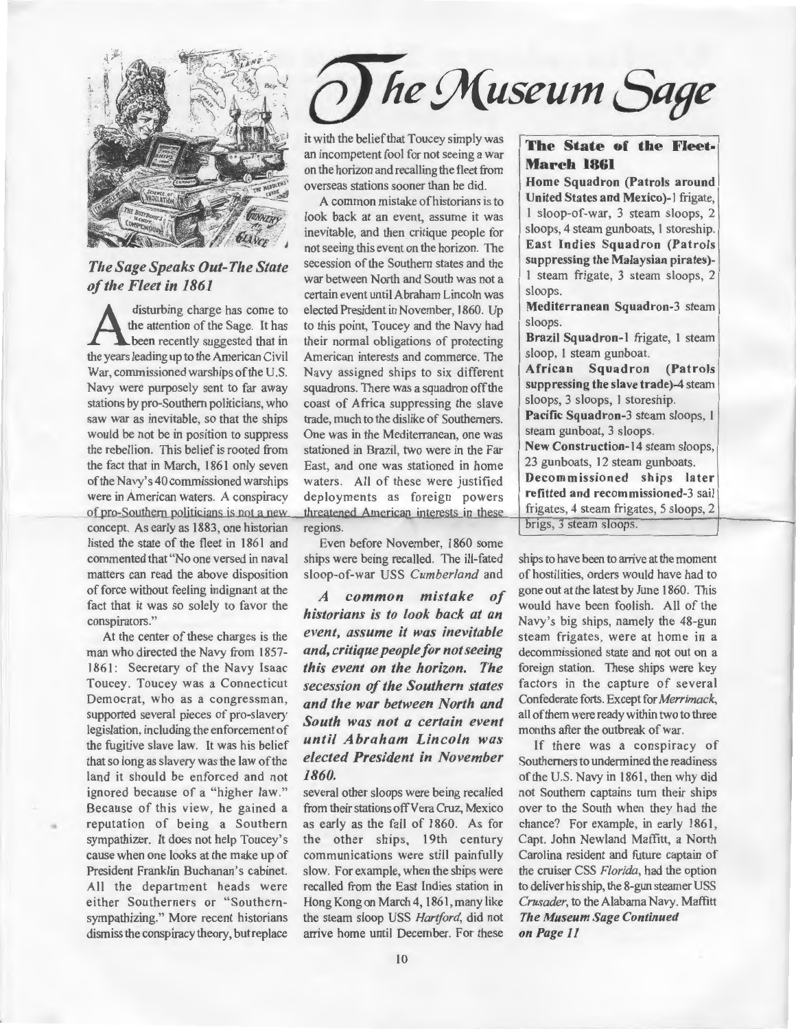# The Museum Sage

## *The Sage Speaks Out-The State of the Fleet in 1861*

A disturbing charge has come to the attention of the Sage. It has been recently suggested that in the years leading up to the American Civil War, commissioned warships of the U.S. Navy were purposely sent to far away stations by pro-Southern politicians, who saw war as inevitable, so that the ships would be not be in position to suppress the rebellion. This belief is rooted from the fact that in March, 1861 only seven of the Navy's 40 commissioned warships were in American waters. A conspiracy of pro-Southern politicians is not a new concept. As early as 1883, one historian listed the state of the fleet in 1861 and commented that "No one versed in naval matters can read the above disposition of force without feeling indignant at the fact that it was so solely to favor the conspirators."

At the center of these charges is the man who directed the Navy from 1857-1861: Secretary of the Navy Isaac Toucey. Toucey was a Connecticut Democrat, who as a congressman, supported several pieces of pro-slavery legislation, including the enforcement of the fugitive slave law. It was his belief that so long as slavery was the law of the land it should be enforced and not ignored because of a "higher law." Because of this view, he gained a reputation of being a Southern sympathizer. It does not help Toucey's cause when one looks at the make up of President Franklin Buchanan's cabinet. All the department heads were either Southerners or "Southern-sympathizing." More recent historians dismiss the conspiracy theory, but replace it with the belief that Toucey simply was an incompetent fool for not seeing a war on the horizon and recalling the fleet from overseas stations sooner than he did.

A common mistake of historians is to look back at an event, assume it was inevitable, and then critique people for not seeing this event on the horizon. The secession of the Southern states and the war between North and South was not a certain event until Abraham Lincoln was elected President in November, 1860. Up to this point, Toucey and the Navy had their normal obligations of protecting American interests and commerce. The Navy assigned ships to six different squadrons. There was a squadron off the coast of Africa suppressing the slave trade, much to the dislike of Southerners. One was in the Mediterranean, one was stationed in Brazil, two were in the Far East, and one was stationed in home waters. All of these were justified deployments as foreign powers threatened American interests in these regions.

Even before November, 1860 some ships were being recalled. The ill-fated sloop-of-war USS *Cumberland* and several other sloops were being recalled from their stations off Vera Cruz, Mexico as early as the fall of 1860. As for the other ships, 19th century communications were still painfully slow. For example, when the ships were recalled from the East Indies station in Hong Kong on March 4, 1861, many like the steam sloop USS *Hartford*, did not arrive home until December. For these ships to have been to arrive at the moment of hostilities, orders would have had to gone out at the latest by June 1860. This would have been foolish. All of the Navy's big ships, namely the 48-gun steam frigates, were at home in a decommissioned state and not out on a foreign station. These ships were key factors in the capture of several Confederate forts. Except for *Merrimack*, all of them were ready within two to three months after the outbreak of war.

***A common mistake of historians is to look back at an event, assume it was inevitable and, critique people for not seeing this event on the horizon. The secession of the Southern states and the war between North and South was not a certain event until Abraham Lincoln was elected President in November 1860.***

### The State of the Fleet-March 1861

**Home Squadron (Patrols around United States and Mexico)**-1 frigate, 1 sloop-of-war, 3 steam sloops, 2 sloops, 4 steam gunboats, 1 storeship.
**East Indies Squadron (Patrols suppressing the Malaysian pirates)**-1 steam frigate, 3 steam sloops, 2 sloops.
**Mediterranean Squadron**-3 steam sloops.
**Brazil Squadron**-1 frigate, 1 steam sloop, 1 steam gunboat.
**African Squadron (Patrols suppressing the slave trade)**-4 steam sloops, 3 sloops, 1 storeship.
**Pacific Squadron**-3 steam sloops, 1 steam gunboat, 3 sloops.
**New Construction**-14 steam sloops, 23 gunboats, 12 steam gunboats.
**Decommissioned ships later refitted and recommissioned**-3 sail frigates, 4 steam frigates, 5 sloops, 2 brigs, 3 steam sloops.

If there was a conspiracy of Southerners to undermined the readiness of the U.S. Navy in 1861, then why did not Southern captains turn their ships over to the South when they had the chance? For example, in early 1861, Capt. John Newland Maffitt, a North Carolina resident and future captain of the cruiser CSS *Florida*, had the option to deliver his ship, the 8-gun steamer USS *Crusader*, to the Alabama Navy. Maffitt

***The Museum Sage Continued on Page 11***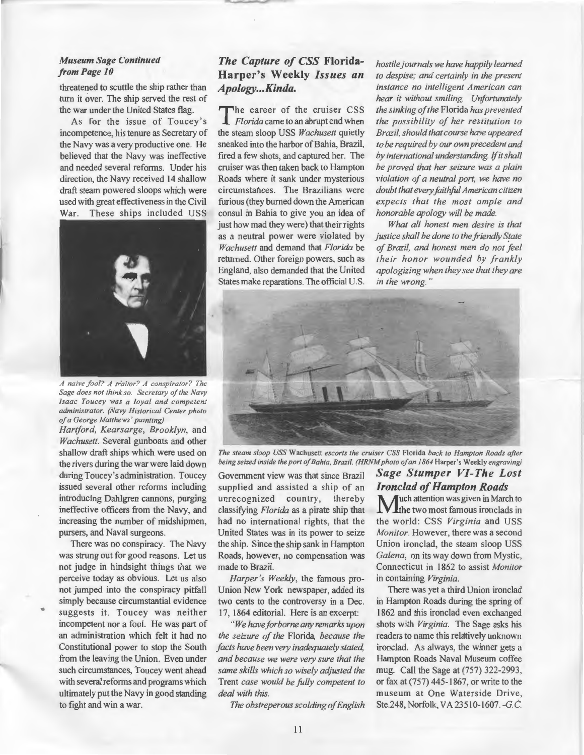***Museum Sage Continued from Page 10***

threatened to scuttle the ship rather than turn it over. The ship served the rest of the war under the United States flag.

As for the issue of Toucey's incompetence, his tenure as Secretary of the Navy was a very productive one. He believed that the Navy was ineffective and needed several reforms. Under his direction, the Navy received 14 shallow draft steam powered sloops which were used with great effectiveness in the Civil War. These ships included USS *Hartford*, *Kearsarge*, *Brooklyn*, and *Wachusett*. Several gunboats and other shallow draft ships which were used on the rivers during the war were laid down during Toucey's administration. Toucey issued several other reforms including introducing Dahlgren cannons, purging ineffective officers from the Navy, and increasing the number of midshipmen, pursers, and Naval surgeons.

*A naive fool? A traitor? A conspirator? The Sage does not think so. Secretary of the Navy Isaac Toucey was a loyal and competent administrator. (Navy Historical Center photo of a George Matthews' painting)*

There was no conspiracy. The Navy was strung out for good reasons. Let us not judge in hindsight things that we perceive today as obvious. Let us also not jumped into the conspiracy pitfall simply because circumstantial evidence suggests it. Toucey was neither incompetent nor a fool. He was part of an administration which felt it had no Constitutional power to stop the South from the leaving the Union. Even under such circumstances, Toucey went ahead with several reforms and programs which ultimately put the Navy in good standing to fight and win a war.

## *The Capture of CSS* Florida- Harper's Weekly *Issues an Apology...Kinda.*

The career of the cruiser CSS *Florida* came to an abrupt end when the steam sloop USS *Wachusett* quietly sneaked into the harbor of Bahia, Brazil, fired a few shots, and captured her. The cruiser was then taken back to Hampton Roads where it sank under mysterious circumstances. The Brazilians were furious (they burned down the American consul in Bahia to give you an idea of just how mad they were) that their rights as a neutral power were violated by *Wachusett* and demand that *Florida* be returned. Other foreign powers, such as England, also demanded that the United States make reparations. The official U.S. Government view was that since Brazil supplied and assisted a ship of an unrecognized country, thereby classifying *Florida* as a pirate ship that had no international rights, that the United States was in its power to seize the ship. Since the ship sank in Hampton Roads, however, no compensation was made to Brazil.

*Harper's Weekly*, the famous pro-Union New York newspaper, added its two cents to the controversy in a Dec. 17, 1864 editorial. Here is an excerpt:

*"We have forborne any remarks upon the seizure of the* Florida, *because the facts have been very inadequately stated, and because we were very sure that the same skills which so wisely adjusted the* Trent *case would be fully competent to deal with this.*

*The obstreperous scolding of English hostile journals we have happily learned to despise; and certainly in the present instance no intelligent American can hear it without smiling. Unfortunately the sinking of the* Florida *has prevented the possibility of her restitution to Brazil, should that course have appeared to be required by our own precedent and by international understanding. If it shall be proved that her seizure was a plain violation of a neutral port, we have no doubt that every faithful American citizen expects that the most ample and honorable apology will be made.*

*What all honest men desire is that justice shall be done to the friendly State of Brazil, and honest men do not feel their honor wounded by frankly apologizing when they see that they are in the wrong."*

*The steam sloop USS* Wachusett *escorts the cruiser CSS* Florida *back to Hampton Roads after being seized inside the port of Bahia, Brazil. (HRNM photo of an 1864* Harper's Weekly *engraving)*

## *Sage Stumper VI-The Lost Ironclad of Hampton Roads*

Much attention was given in March to the two most famous ironclads in the world: CSS *Virginia* and USS *Monitor*. However, there was a second Union ironclad, the steam sloop USS *Galena*, on its way down from Mystic, Connecticut in 1862 to assist *Monitor* in containing *Virginia*.

There was yet a third Union ironclad in Hampton Roads during the spring of 1862 and this ironclad even exchanged shots with *Virginia*. The Sage asks his readers to name this relatively unknown ironclad. As always, the winner gets a Hampton Roads Naval Museum coffee mug. Call the Sage at (757) 322-2993, or fax at (757) 445-1867, or write to the museum at One Waterside Drive, Ste.248, Norfolk, VA 23510-1607. -*G.C.*